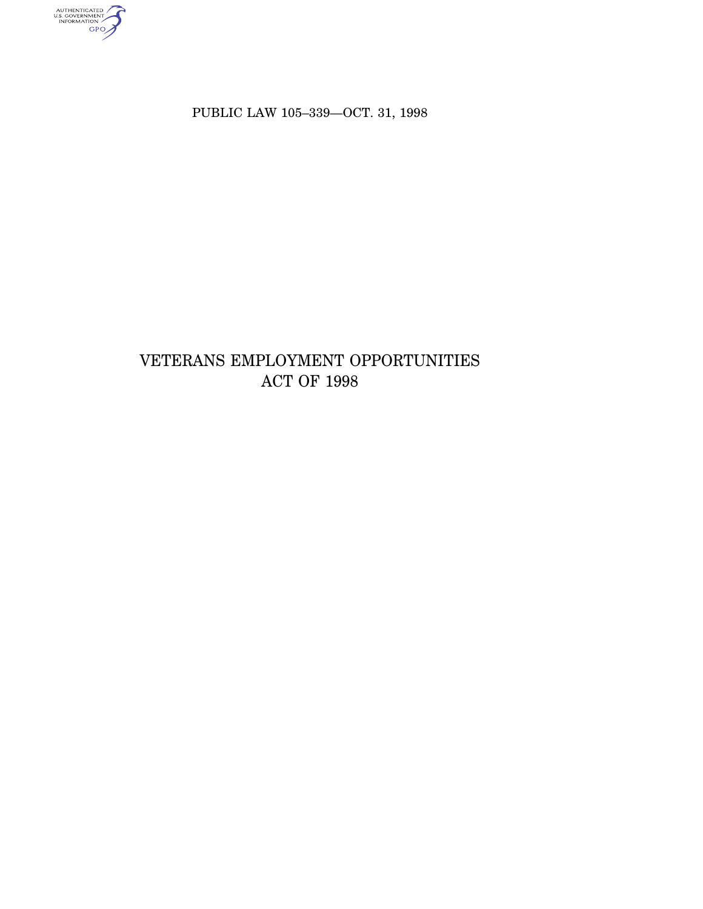PUBLIC LAW 105–339—OCT. 31, 1998

# VETERANS EMPLOYMENT OPPORTUNITIES ACT OF 1998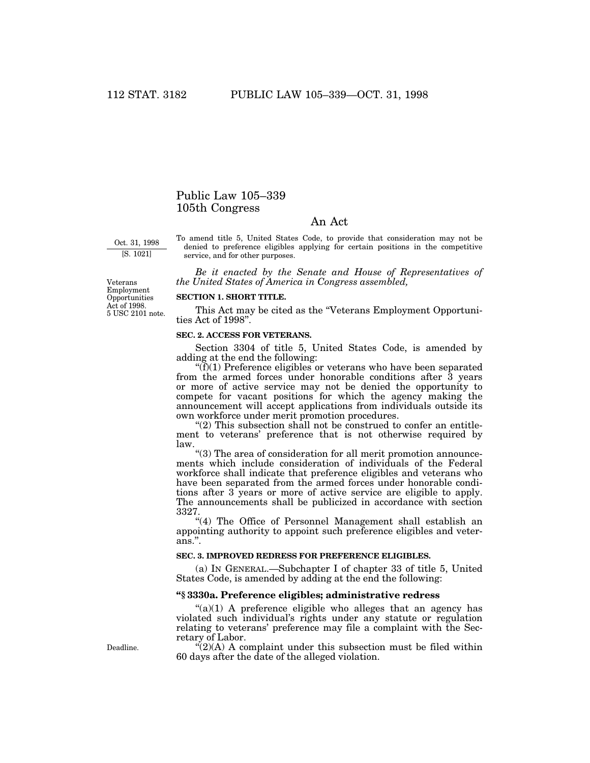# Public Law 105–339
## 105th Congress

## An Act

Oct. 31, 1998
[S. 1021]

To amend title 5, United States Code, to provide that consideration may not be denied to preference eligibles applying for certain positions in the competitive service, and for other purposes.

*Be it enacted by the Senate and House of Representatives of the United States of America in Congress assembled,*

Veterans Employment Opportunities Act of 1998.
5 USC 2101 note.

**SECTION 1. SHORT TITLE.**

This Act may be cited as the "Veterans Employment Opportunities Act of 1998".

**SEC. 2. ACCESS FOR VETERANS.**

Section 3304 of title 5, United States Code, is amended by adding at the end the following:

"(f)(1) Preference eligibles or veterans who have been separated from the armed forces under honorable conditions after 3 years or more of active service may not be denied the opportunity to compete for vacant positions for which the agency making the announcement will accept applications from individuals outside its own workforce under merit promotion procedures.

"(2) This subsection shall not be construed to confer an entitlement to veterans' preference that is not otherwise required by law.

"(3) The area of consideration for all merit promotion announcements which include consideration of individuals of the Federal workforce shall indicate that preference eligibles and veterans who have been separated from the armed forces under honorable conditions after 3 years or more of active service are eligible to apply. The announcements shall be publicized in accordance with section 3327.

"(4) The Office of Personnel Management shall establish an appointing authority to appoint such preference eligibles and veterans.".

**SEC. 3. IMPROVED REDRESS FOR PREFERENCE ELIGIBLES.**

(a) IN GENERAL.—Subchapter I of chapter 33 of title 5, United States Code, is amended by adding at the end the following:

**"§ 3330a. Preference eligibles; administrative redress**

"(a)(1) A preference eligible who alleges that an agency has violated such individual's rights under any statute or regulation relating to veterans' preference may file a complaint with the Secretary of Labor.

Deadline.

"(2)(A) A complaint under this subsection must be filed within 60 days after the date of the alleged violation.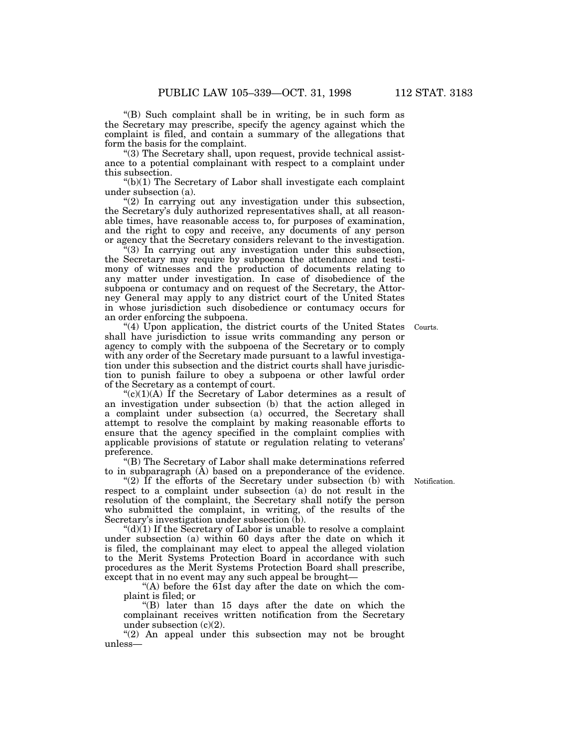"(B) Such complaint shall be in writing, be in such form as the Secretary may prescribe, specify the agency against which the complaint is filed, and contain a summary of the allegations that form the basis for the complaint.

"(3) The Secretary shall, upon request, provide technical assistance to a potential complainant with respect to a complaint under this subsection.

"(b)(1) The Secretary of Labor shall investigate each complaint under subsection (a).

"(2) In carrying out any investigation under this subsection, the Secretary's duly authorized representatives shall, at all reasonable times, have reasonable access to, for purposes of examination, and the right to copy and receive, any documents of any person or agency that the Secretary considers relevant to the investigation.

"(3) In carrying out any investigation under this subsection, the Secretary may require by subpoena the attendance and testimony of witnesses and the production of documents relating to any matter under investigation. In case of disobedience of the subpoena or contumacy and on request of the Secretary, the Attorney General may apply to any district court of the United States in whose jurisdiction such disobedience or contumacy occurs for an order enforcing the subpoena.

Courts.

"(4) Upon application, the district courts of the United States shall have jurisdiction to issue writs commanding any person or agency to comply with the subpoena of the Secretary or to comply with any order of the Secretary made pursuant to a lawful investigation under this subsection and the district courts shall have jurisdiction to punish failure to obey a subpoena or other lawful order of the Secretary as a contempt of court.

"(c)(1)(A) If the Secretary of Labor determines as a result of an investigation under subsection (b) that the action alleged in a complaint under subsection (a) occurred, the Secretary shall attempt to resolve the complaint by making reasonable efforts to ensure that the agency specified in the complaint complies with applicable provisions of statute or regulation relating to veterans' preference.

"(B) The Secretary of Labor shall make determinations referred to in subparagraph (A) based on a preponderance of the evidence.

Notification.

"(2) If the efforts of the Secretary under subsection (b) with respect to a complaint under subsection (a) do not result in the resolution of the complaint, the Secretary shall notify the person who submitted the complaint, in writing, of the results of the Secretary's investigation under subsection (b).

"(d)(1) If the Secretary of Labor is unable to resolve a complaint under subsection (a) within 60 days after the date on which it is filed, the complainant may elect to appeal the alleged violation to the Merit Systems Protection Board in accordance with such procedures as the Merit Systems Protection Board shall prescribe, except that in no event may any such appeal be brought—

"(A) before the 61st day after the date on which the complaint is filed; or

"(B) later than 15 days after the date on which the complainant receives written notification from the Secretary under subsection (c)(2).

"(2) An appeal under this subsection may not be brought unless—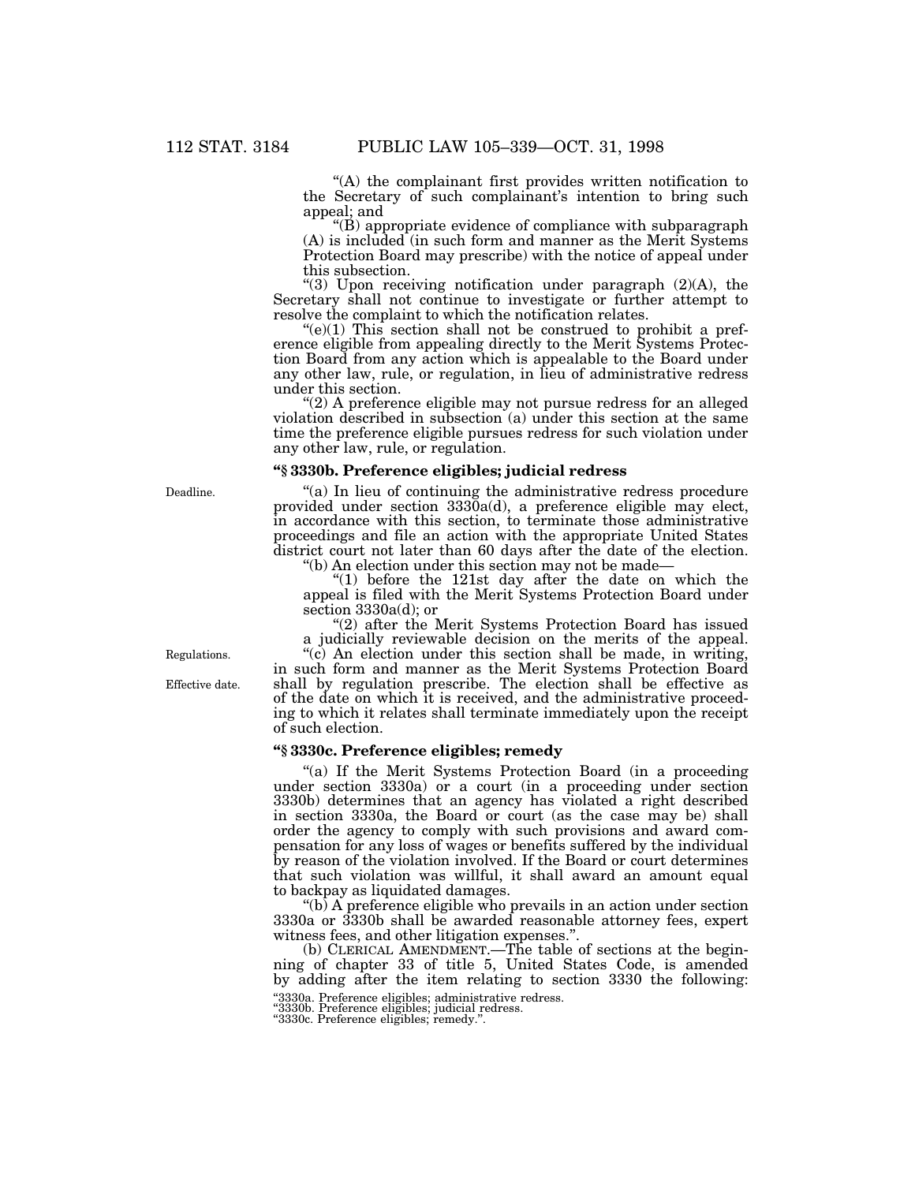"(A) the complainant first provides written notification to the Secretary of such complainant's intention to bring such appeal; and

"(B) appropriate evidence of compliance with subparagraph (A) is included (in such form and manner as the Merit Systems Protection Board may prescribe) with the notice of appeal under this subsection.

"(3) Upon receiving notification under paragraph (2)(A), the Secretary shall not continue to investigate or further attempt to resolve the complaint to which the notification relates.

"(e)(1) This section shall not be construed to prohibit a preference eligible from appealing directly to the Merit Systems Protection Board from any action which is appealable to the Board under any other law, rule, or regulation, in lieu of administrative redress under this section.

"(2) A preference eligible may not pursue redress for an alleged violation described in subsection (a) under this section at the same time the preference eligible pursues redress for such violation under any other law, rule, or regulation.

**"§ 3330b. Preference eligibles; judicial redress**

Deadline.

"(a) In lieu of continuing the administrative redress procedure provided under section 3330a(d), a preference eligible may elect, in accordance with this section, to terminate those administrative proceedings and file an action with the appropriate United States district court not later than 60 days after the date of the election.

"(b) An election under this section may not be made—

"(1) before the 121st day after the date on which the appeal is filed with the Merit Systems Protection Board under section 3330a(d); or

"(2) after the Merit Systems Protection Board has issued a judicially reviewable decision on the merits of the appeal.

Regulations.

Effective date.

"(c) An election under this section shall be made, in writing, in such form and manner as the Merit Systems Protection Board shall by regulation prescribe. The election shall be effective as of the date on which it is received, and the administrative proceeding to which it relates shall terminate immediately upon the receipt of such election.

**"§ 3330c. Preference eligibles; remedy**

"(a) If the Merit Systems Protection Board (in a proceeding under section 3330a) or a court (in a proceeding under section 3330b) determines that an agency has violated a right described in section 3330a, the Board or court (as the case may be) shall order the agency to comply with such provisions and award compensation for any loss of wages or benefits suffered by the individual by reason of the violation involved. If the Board or court determines that such violation was willful, it shall award an amount equal to backpay as liquidated damages.

"(b) A preference eligible who prevails in an action under section 3330a or 3330b shall be awarded reasonable attorney fees, expert witness fees, and other litigation expenses.".

(b) CLERICAL AMENDMENT.—The table of sections at the beginning of chapter 33 of title 5, United States Code, is amended by adding after the item relating to section 3330 the following:

"3330a. Preference eligibles; administrative redress.
"3330b. Preference eligibles; judicial redress.
"3330c. Preference eligibles; remedy.".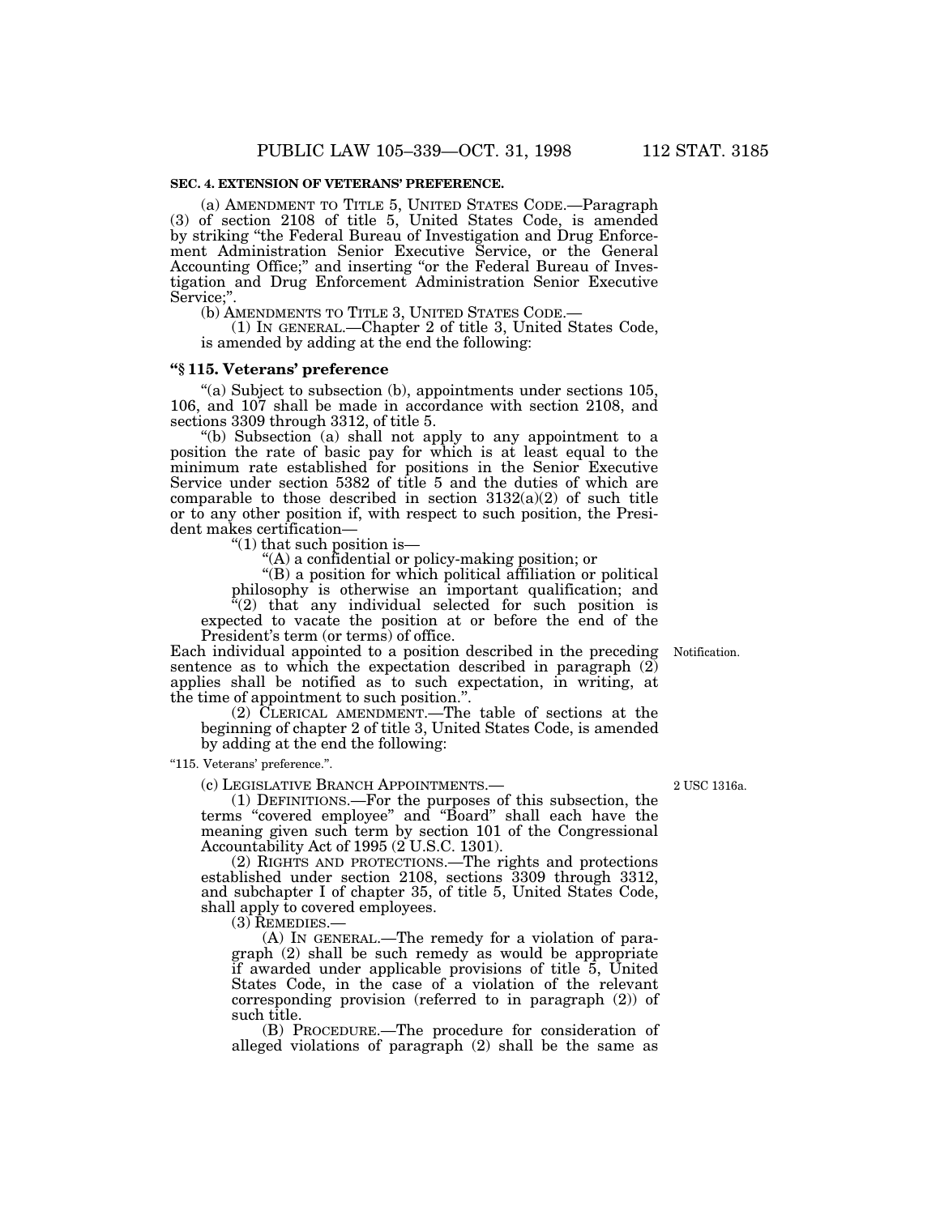**SEC. 4. EXTENSION OF VETERANS' PREFERENCE.**

(a) AMENDMENT TO TITLE 5, UNITED STATES CODE.—Paragraph (3) of section 2108 of title 5, United States Code, is amended by striking "the Federal Bureau of Investigation and Drug Enforcement Administration Senior Executive Service, or the General Accounting Office;" and inserting "or the Federal Bureau of Investigation and Drug Enforcement Administration Senior Executive Service;".

(b) AMENDMENTS TO TITLE 3, UNITED STATES CODE.—

(1) IN GENERAL.—Chapter 2 of title 3, United States Code, is amended by adding at the end the following:

**"§ 115. Veterans' preference**

"(a) Subject to subsection (b), appointments under sections 105, 106, and 107 shall be made in accordance with section 2108, and sections 3309 through 3312, of title 5.

"(b) Subsection (a) shall not apply to any appointment to a position the rate of basic pay for which is at least equal to the minimum rate established for positions in the Senior Executive Service under section 5382 of title 5 and the duties of which are comparable to those described in section 3132(a)(2) of such title or to any other position if, with respect to such position, the President makes certification—

"(1) that such position is—

"(A) a confidential or policy-making position; or

"(B) a position for which political affiliation or political philosophy is otherwise an important qualification; and

"(2) that any individual selected for such position is expected to vacate the position at or before the end of the President's term (or terms) of office.

Notification.

Each individual appointed to a position described in the preceding sentence as to which the expectation described in paragraph (2) applies shall be notified as to such expectation, in writing, at the time of appointment to such position.".

(2) CLERICAL AMENDMENT.—The table of sections at the beginning of chapter 2 of title 3, United States Code, is amended by adding at the end the following:

"115. Veterans' preference.".

2 USC 1316a.

(c) LEGISLATIVE BRANCH APPOINTMENTS.—

(1) DEFINITIONS.—For the purposes of this subsection, the terms "covered employee" and "Board" shall each have the meaning given such term by section 101 of the Congressional Accountability Act of 1995 (2 U.S.C. 1301).

(2) RIGHTS AND PROTECTIONS.—The rights and protections established under section 2108, sections 3309 through 3312, and subchapter I of chapter 35, of title 5, United States Code, shall apply to covered employees.

(3) REMEDIES.—

(A) IN GENERAL.—The remedy for a violation of paragraph (2) shall be such remedy as would be appropriate if awarded under applicable provisions of title 5, United States Code, in the case of a violation of the relevant corresponding provision (referred to in paragraph (2)) of such title.

(B) PROCEDURE.—The procedure for consideration of alleged violations of paragraph (2) shall be the same as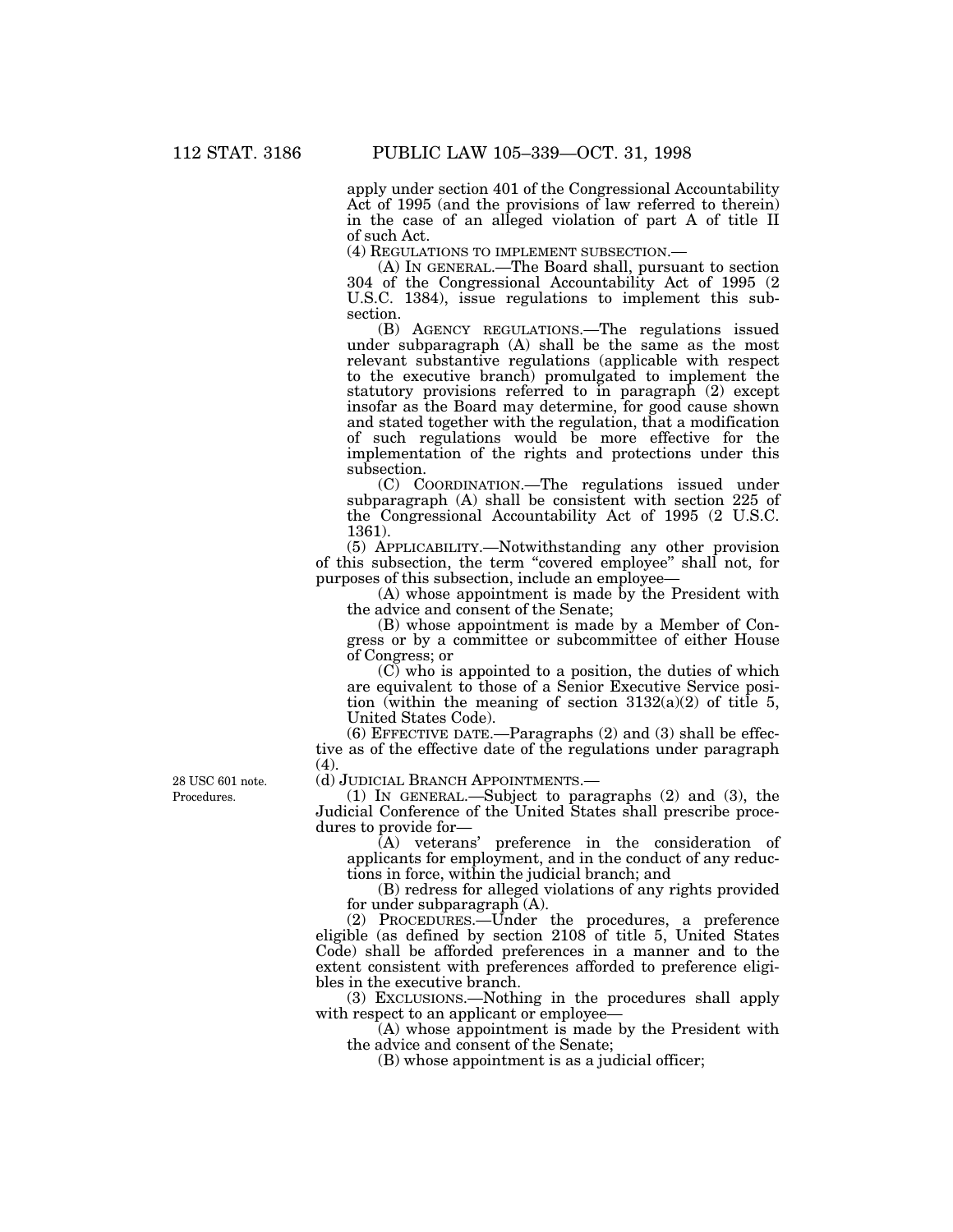apply under section 401 of the Congressional Accountability Act of 1995 (and the provisions of law referred to therein) in the case of an alleged violation of part A of title II of such Act.

(4) REGULATIONS TO IMPLEMENT SUBSECTION.—

(A) IN GENERAL.—The Board shall, pursuant to section 304 of the Congressional Accountability Act of 1995 (2 U.S.C. 1384), issue regulations to implement this subsection.

(B) AGENCY REGULATIONS.—The regulations issued under subparagraph (A) shall be the same as the most relevant substantive regulations (applicable with respect to the executive branch) promulgated to implement the statutory provisions referred to in paragraph (2) except insofar as the Board may determine, for good cause shown and stated together with the regulation, that a modification of such regulations would be more effective for the implementation of the rights and protections under this subsection.

(C) COORDINATION.—The regulations issued under subparagraph (A) shall be consistent with section 225 of the Congressional Accountability Act of 1995 (2 U.S.C. 1361).

(5) APPLICABILITY.—Notwithstanding any other provision of this subsection, the term "covered employee" shall not, for purposes of this subsection, include an employee—

(A) whose appointment is made by the President with the advice and consent of the Senate;

(B) whose appointment is made by a Member of Congress or by a committee or subcommittee of either House of Congress; or

(C) who is appointed to a position, the duties of which are equivalent to those of a Senior Executive Service position (within the meaning of section 3132(a)(2) of title 5, United States Code).

(6) EFFECTIVE DATE.—Paragraphs (2) and (3) shall be effective as of the effective date of the regulations under paragraph (4).

28 USC 601 note.
Procedures.

(d) JUDICIAL BRANCH APPOINTMENTS.—

(1) IN GENERAL.—Subject to paragraphs (2) and (3), the Judicial Conference of the United States shall prescribe procedures to provide for—

(A) veterans' preference in the consideration of applicants for employment, and in the conduct of any reductions in force, within the judicial branch; and

(B) redress for alleged violations of any rights provided for under subparagraph (A).

(2) PROCEDURES.—Under the procedures, a preference eligible (as defined by section 2108 of title 5, United States Code) shall be afforded preferences in a manner and to the extent consistent with preferences afforded to preference eligibles in the executive branch.

(3) EXCLUSIONS.—Nothing in the procedures shall apply with respect to an applicant or employee—

(A) whose appointment is made by the President with the advice and consent of the Senate;

(B) whose appointment is as a judicial officer;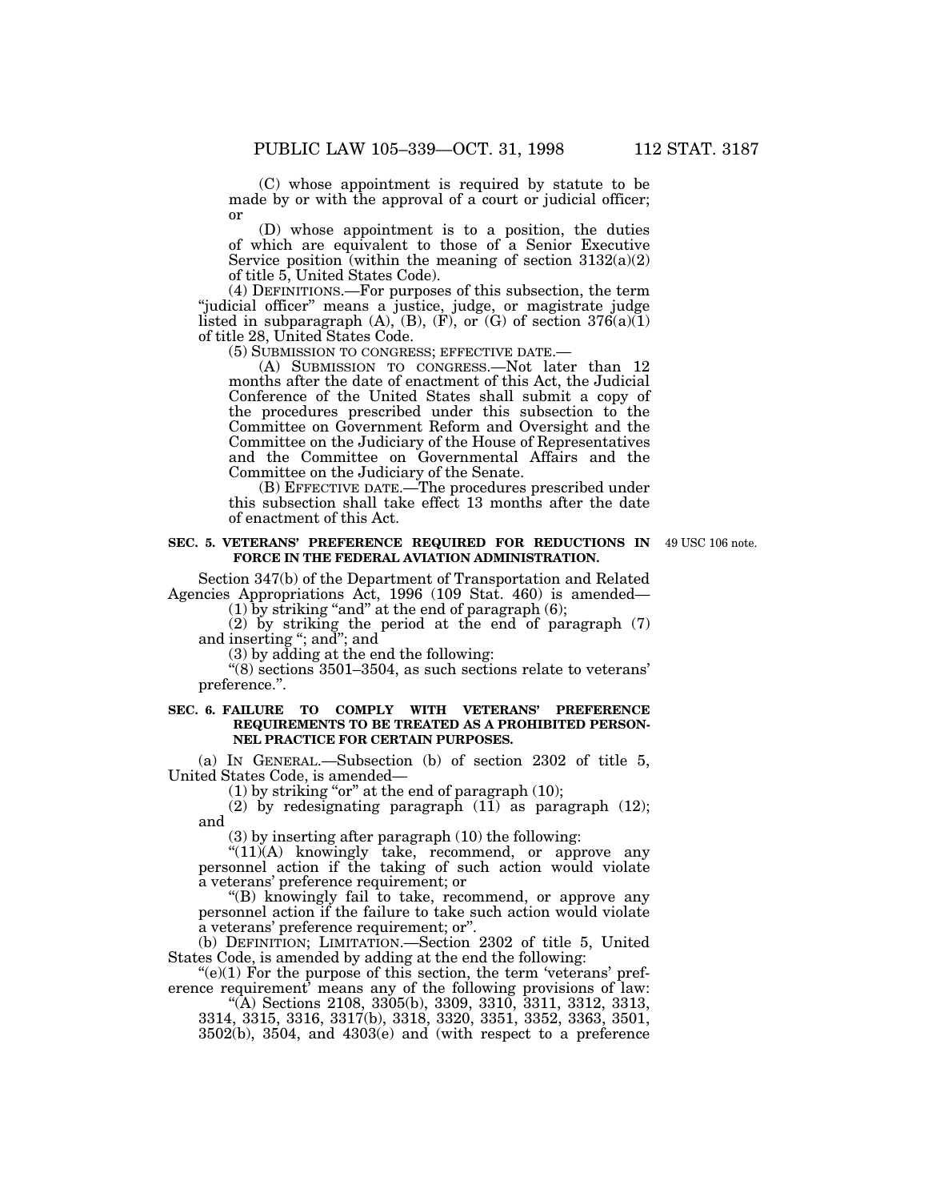(C) whose appointment is required by statute to be made by or with the approval of a court or judicial officer; or

(D) whose appointment is to a position, the duties of which are equivalent to those of a Senior Executive Service position (within the meaning of section 3132(a)(2) of title 5, United States Code).

(4) DEFINITIONS.—For purposes of this subsection, the term "judicial officer" means a justice, judge, or magistrate judge listed in subparagraph (A), (B), (F), or (G) of section 376(a)(1) of title 28, United States Code.

(5) SUBMISSION TO CONGRESS; EFFECTIVE DATE.—

(A) SUBMISSION TO CONGRESS.—Not later than 12 months after the date of enactment of this Act, the Judicial Conference of the United States shall submit a copy of the procedures prescribed under this subsection to the Committee on Government Reform and Oversight and the Committee on the Judiciary of the House of Representatives and the Committee on Governmental Affairs and the Committee on the Judiciary of the Senate.

(B) EFFECTIVE DATE.—The procedures prescribed under this subsection shall take effect 13 months after the date of enactment of this Act.

**SEC. 5. VETERANS' PREFERENCE REQUIRED FOR REDUCTIONS IN FORCE IN THE FEDERAL AVIATION ADMINISTRATION.**

49 USC 106 note.

Section 347(b) of the Department of Transportation and Related Agencies Appropriations Act, 1996 (109 Stat. 460) is amended—

(1) by striking "and" at the end of paragraph (6);

(2) by striking the period at the end of paragraph (7) and inserting "; and"; and

(3) by adding at the end the following:

"(8) sections 3501–3504, as such sections relate to veterans' preference.".

**SEC. 6. FAILURE TO COMPLY WITH VETERANS' PREFERENCE REQUIREMENTS TO BE TREATED AS A PROHIBITED PERSONNEL PRACTICE FOR CERTAIN PURPOSES.**

(a) IN GENERAL.—Subsection (b) of section 2302 of title 5, United States Code, is amended—

(1) by striking "or" at the end of paragraph (10);

(2) by redesignating paragraph (11) as paragraph (12); and

(3) by inserting after paragraph (10) the following:

"(11)(A) knowingly take, recommend, or approve any personnel action if the taking of such action would violate a veterans' preference requirement; or

"(B) knowingly fail to take, recommend, or approve any personnel action if the failure to take such action would violate a veterans' preference requirement; or".

(b) DEFINITION; LIMITATION.—Section 2302 of title 5, United States Code, is amended by adding at the end the following:

"(e)(1) For the purpose of this section, the term 'veterans' preference requirement' means any of the following provisions of law:

"(A) Sections 2108, 3305(b), 3309, 3310, 3311, 3312, 3313, 3314, 3315, 3316, 3317(b), 3318, 3320, 3351, 3352, 3363, 3501, 3502(b), 3504, and 4303(e) and (with respect to a preference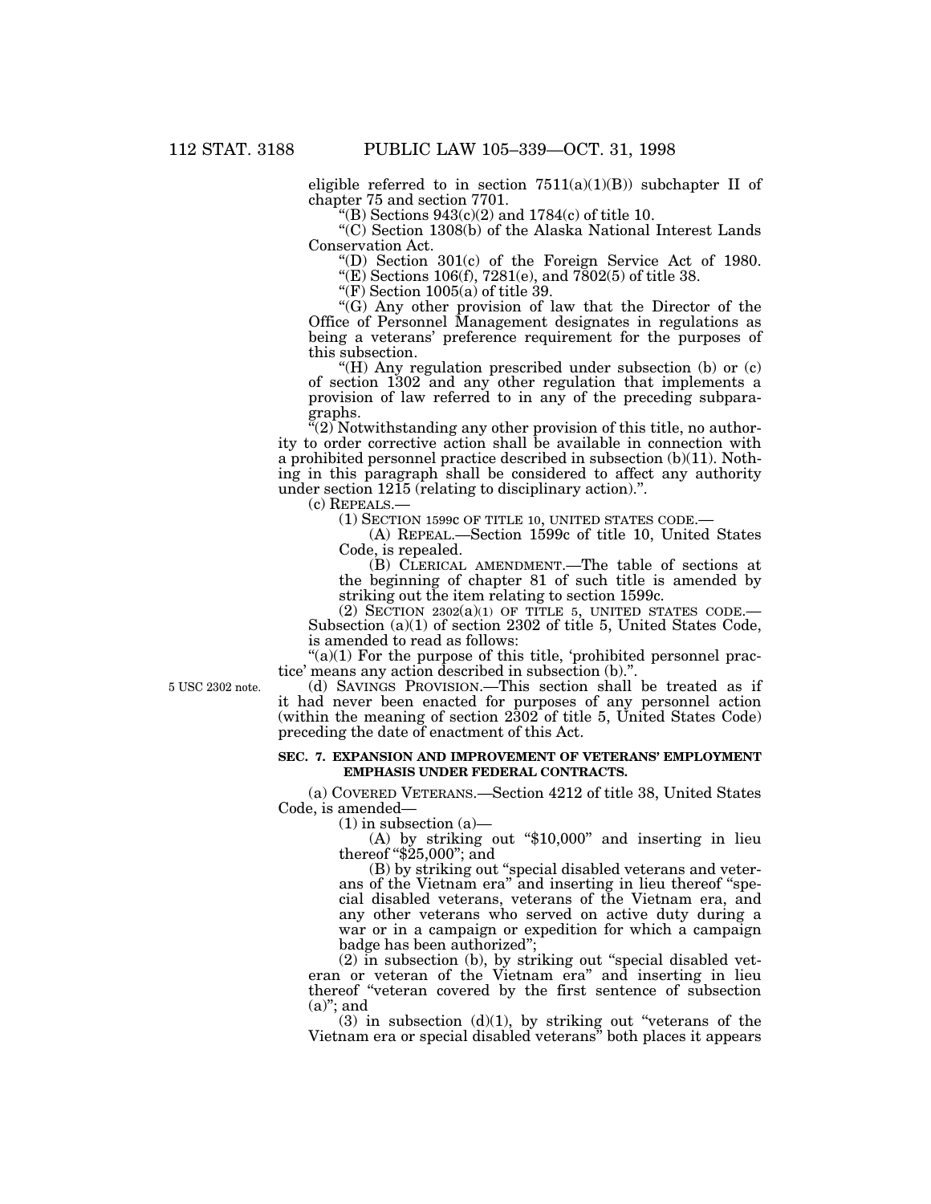eligible referred to in section 7511(a)(1)(B)) subchapter II of chapter 75 and section 7701.

"(B) Sections 943(c)(2) and 1784(c) of title 10.

"(C) Section 1308(b) of the Alaska National Interest Lands Conservation Act.

"(D) Section 301(c) of the Foreign Service Act of 1980.

"(E) Sections 106(f), 7281(e), and 7802(5) of title 38.

"(F) Section 1005(a) of title 39.

"(G) Any other provision of law that the Director of the Office of Personnel Management designates in regulations as being a veterans' preference requirement for the purposes of this subsection.

"(H) Any regulation prescribed under subsection (b) or (c) of section 1302 and any other regulation that implements a provision of law referred to in any of the preceding subparagraphs.

"(2) Notwithstanding any other provision of this title, no authority to order corrective action shall be available in connection with a prohibited personnel practice described in subsection (b)(11). Nothing in this paragraph shall be considered to affect any authority under section 1215 (relating to disciplinary action).".

(c) REPEALS.—

(1) SECTION 1599c OF TITLE 10, UNITED STATES CODE.—

(A) REPEAL.—Section 1599c of title 10, United States Code, is repealed.

(B) CLERICAL AMENDMENT.—The table of sections at the beginning of chapter 81 of such title is amended by striking out the item relating to section 1599c.

(2) SECTION 2302(a)(1) OF TITLE 5, UNITED STATES CODE.— Subsection (a)(1) of section 2302 of title 5, United States Code, is amended to read as follows:

"(a)(1) For the purpose of this title, 'prohibited personnel practice' means any action described in subsection (b).".

5 USC 2302 note.

(d) SAVINGS PROVISION.—This section shall be treated as if it had never been enacted for purposes of any personnel action (within the meaning of section 2302 of title 5, United States Code) preceding the date of enactment of this Act.

**SEC. 7. EXPANSION AND IMPROVEMENT OF VETERANS' EMPLOYMENT EMPHASIS UNDER FEDERAL CONTRACTS.**

(a) COVERED VETERANS.—Section 4212 of title 38, United States Code, is amended—

(1) in subsection (a)—

(A) by striking out "$10,000" and inserting in lieu thereof "$25,000"; and

(B) by striking out "special disabled veterans and veterans of the Vietnam era" and inserting in lieu thereof "special disabled veterans, veterans of the Vietnam era, and any other veterans who served on active duty during a war or in a campaign or expedition for which a campaign badge has been authorized";

(2) in subsection (b), by striking out "special disabled veteran or veteran of the Vietnam era" and inserting in lieu thereof "veteran covered by the first sentence of subsection (a)"; and

(3) in subsection (d)(1), by striking out "veterans of the Vietnam era or special disabled veterans" both places it appears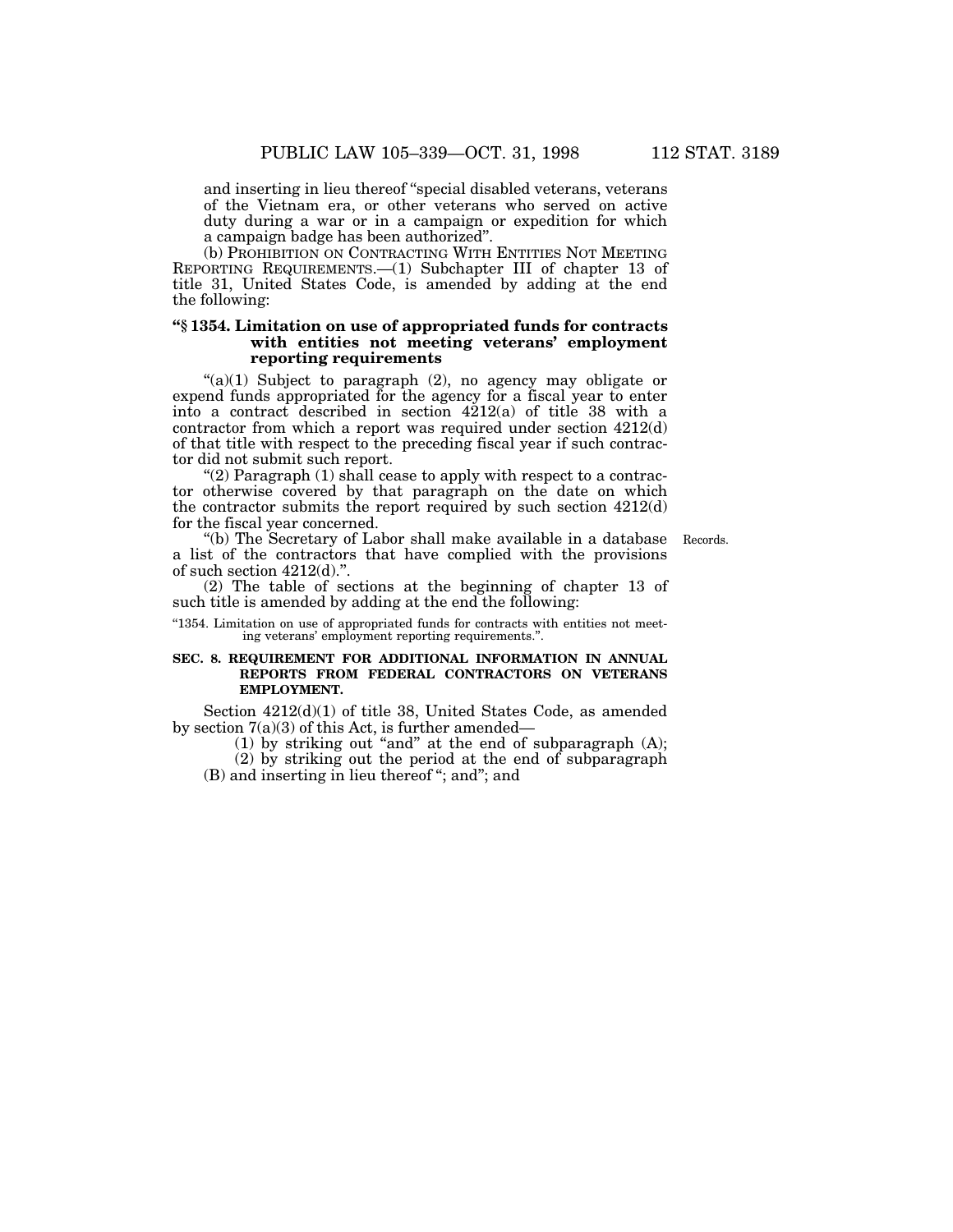and inserting in lieu thereof "special disabled veterans, veterans of the Vietnam era, or other veterans who served on active duty during a war or in a campaign or expedition for which a campaign badge has been authorized".

(b) PROHIBITION ON CONTRACTING WITH ENTITIES NOT MEETING REPORTING REQUIREMENTS.—(1) Subchapter III of chapter 13 of title 31, United States Code, is amended by adding at the end the following:

**"§ 1354. Limitation on use of appropriated funds for contracts with entities not meeting veterans' employment reporting requirements**

"(a)(1) Subject to paragraph (2), no agency may obligate or expend funds appropriated for the agency for a fiscal year to enter into a contract described in section 4212(a) of title 38 with a contractor from which a report was required under section 4212(d) of that title with respect to the preceding fiscal year if such contractor did not submit such report.

"(2) Paragraph (1) shall cease to apply with respect to a contractor otherwise covered by that paragraph on the date on which the contractor submits the report required by such section 4212(d) for the fiscal year concerned.

"(b) The Secretary of Labor shall make available in a database a list of the contractors that have complied with the provisions of such section 4212(d).".

Records.

(2) The table of sections at the beginning of chapter 13 of such title is amended by adding at the end the following:

"1354. Limitation on use of appropriated funds for contracts with entities not meeting veterans' employment reporting requirements.".

**SEC. 8. REQUIREMENT FOR ADDITIONAL INFORMATION IN ANNUAL REPORTS FROM FEDERAL CONTRACTORS ON VETERANS EMPLOYMENT.**

Section 4212(d)(1) of title 38, United States Code, as amended by section 7(a)(3) of this Act, is further amended—

(1) by striking out "and" at the end of subparagraph (A);

(2) by striking out the period at the end of subparagraph (B) and inserting in lieu thereof "; and"; and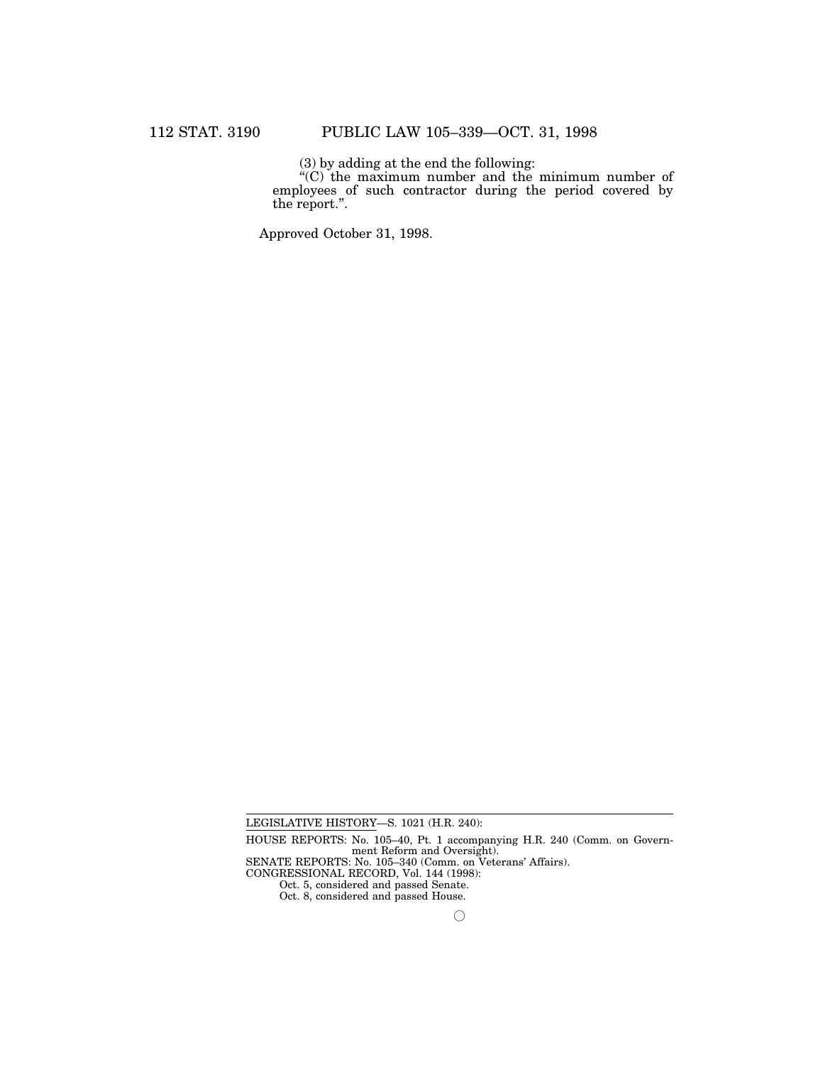(3) by adding at the end the following:

"(C) the maximum number and the minimum number of employees of such contractor during the period covered by the report.".

Approved October 31, 1998.

---

LEGISLATIVE HISTORY—S. 1021 (H.R. 240):

HOUSE REPORTS: No. 105–40, Pt. 1 accompanying H.R. 240 (Comm. on Government Reform and Oversight).

SENATE REPORTS: No. 105–340 (Comm. on Veterans' Affairs).

CONGRESSIONAL RECORD, Vol. 144 (1998):

Oct. 5, considered and passed Senate.

Oct. 8, considered and passed House.

○